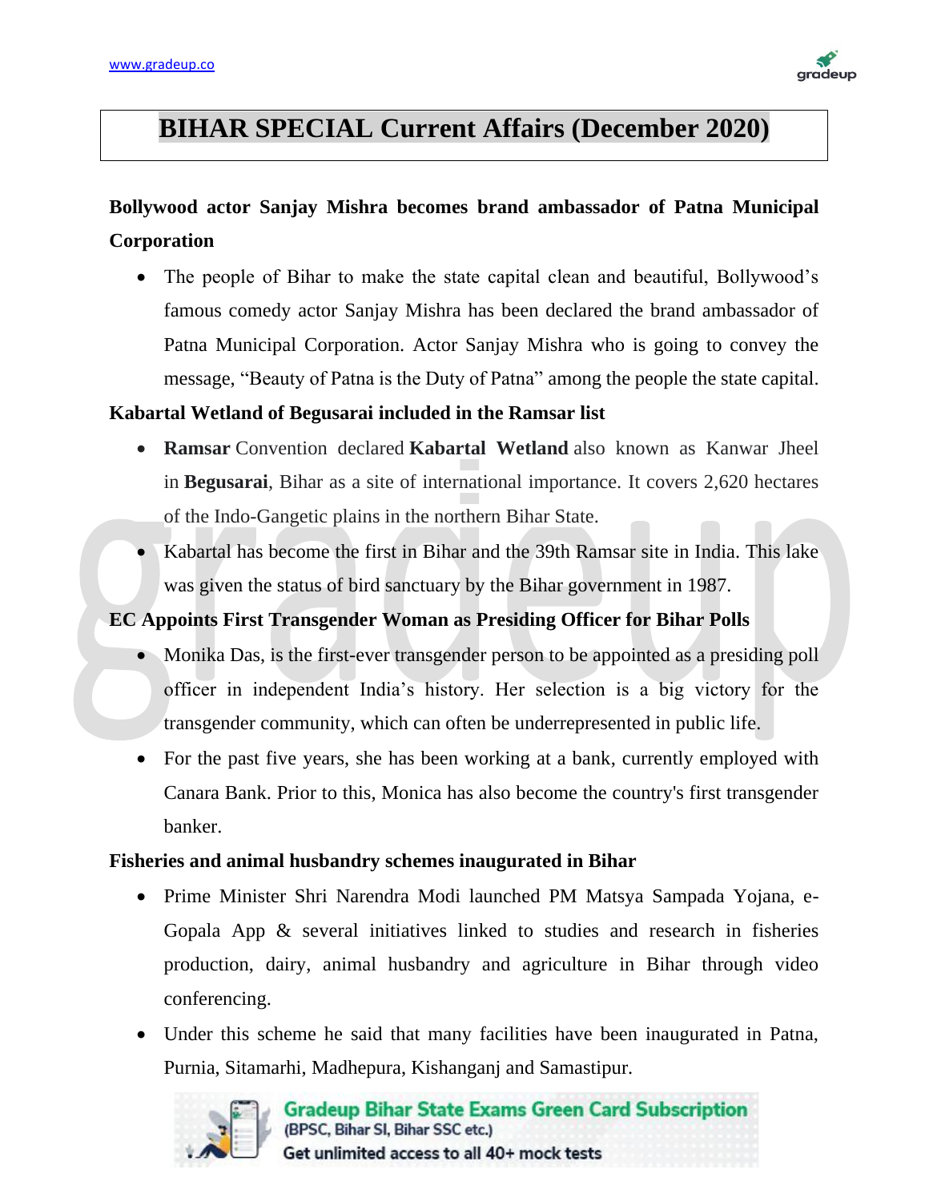# BIHAR SPECIAL Current Affairs (December 2020)

### Bollywood actor Sanjay Mishra becomes brand ambassador of Patna Municipal Corporation

- The people of Bihar to make the state capital clean and beautiful, Bollywood's famous comedy actor Sanjay Mishra has been declared the brand ambassador of Patna Municipal Corporation. Actor Sanjay Mishra who is going to convey the message, "Beauty of Patna is the Duty of Patna" among the people the state capital.

### Kabartal Wetland of Begusarai included in the Ramsar list

- **Ramsar** Convention declared **Kabartal Wetland** also known as Kanwar Jheel in **Begusarai**, Bihar as a site of international importance. It covers 2,620 hectares of the Indo-Gangetic plains in the northern Bihar State.
- Kabartal has become the first in Bihar and the 39th Ramsar site in India. This lake was given the status of bird sanctuary by the Bihar government in 1987.

### EC Appoints First Transgender Woman as Presiding Officer for Bihar Polls

- Monika Das, is the first-ever transgender person to be appointed as a presiding poll officer in independent India's history. Her selection is a big victory for the transgender community, which can often be underrepresented in public life.
- For the past five years, she has been working at a bank, currently employed with Canara Bank. Prior to this, Monica has also become the country's first transgender banker.

### Fisheries and animal husbandry schemes inaugurated in Bihar

- Prime Minister Shri Narendra Modi launched PM Matsya Sampada Yojana, e-Gopala App & several initiatives linked to studies and research in fisheries production, dairy, animal husbandry and agriculture in Bihar through video conferencing.
- Under this scheme he said that many facilities have been inaugurated in Patna, Purnia, Sitamarhi, Madhepura, Kishanganj and Samastipur.

Gradeup Bihar State Exams Green Card Subscription
(BPSC, Bihar SI, Bihar SSC etc.)
Get unlimited access to all 40+ mock tests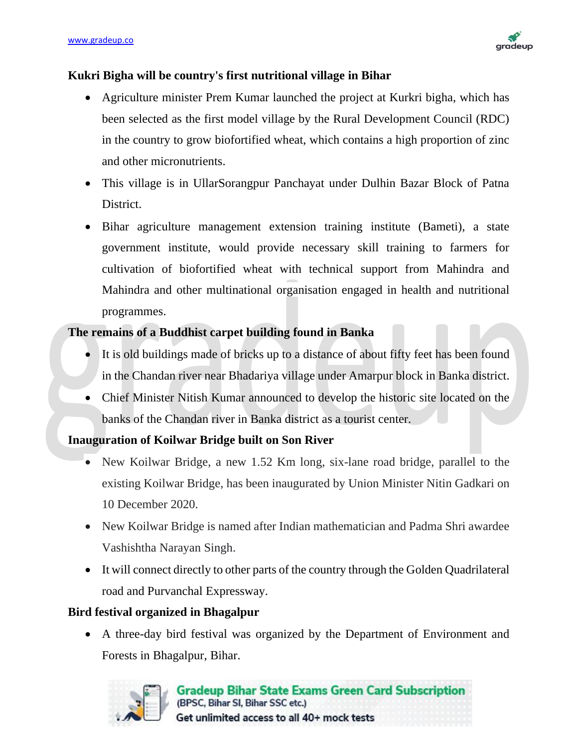**Kukri Bigha will be country's first nutritional village in Bihar**

- Agriculture minister Prem Kumar launched the project at Kurkri bigha, which has been selected as the first model village by the Rural Development Council (RDC) in the country to grow biofortified wheat, which contains a high proportion of zinc and other micronutrients.
- This village is in UllarSorangpur Panchayat under Dulhin Bazar Block of Patna District.
- Bihar agriculture management extension training institute (Bameti), a state government institute, would provide necessary skill training to farmers for cultivation of biofortified wheat with technical support from Mahindra and Mahindra and other multinational organisation engaged in health and nutritional programmes.

**The remains of a Buddhist carpet building found in Banka**

- It is old buildings made of bricks up to a distance of about fifty feet has been found in the Chandan river near Bhadariya village under Amarpur block in Banka district.
- Chief Minister Nitish Kumar announced to develop the historic site located on the banks of the Chandan river in Banka district as a tourist center.

**Inauguration of Koilwar Bridge built on Son River**

- New Koilwar Bridge, a new 1.52 Km long, six-lane road bridge, parallel to the existing Koilwar Bridge, has been inaugurated by Union Minister Nitin Gadkari on 10 December 2020.
- New Koilwar Bridge is named after Indian mathematician and Padma Shri awardee Vashishtha Narayan Singh.
- It will connect directly to other parts of the country through the Golden Quadrilateral road and Purvanchal Expressway.

**Bird festival organized in Bhagalpur**

- A three-day bird festival was organized by the Department of Environment and Forests in Bhagalpur, Bihar.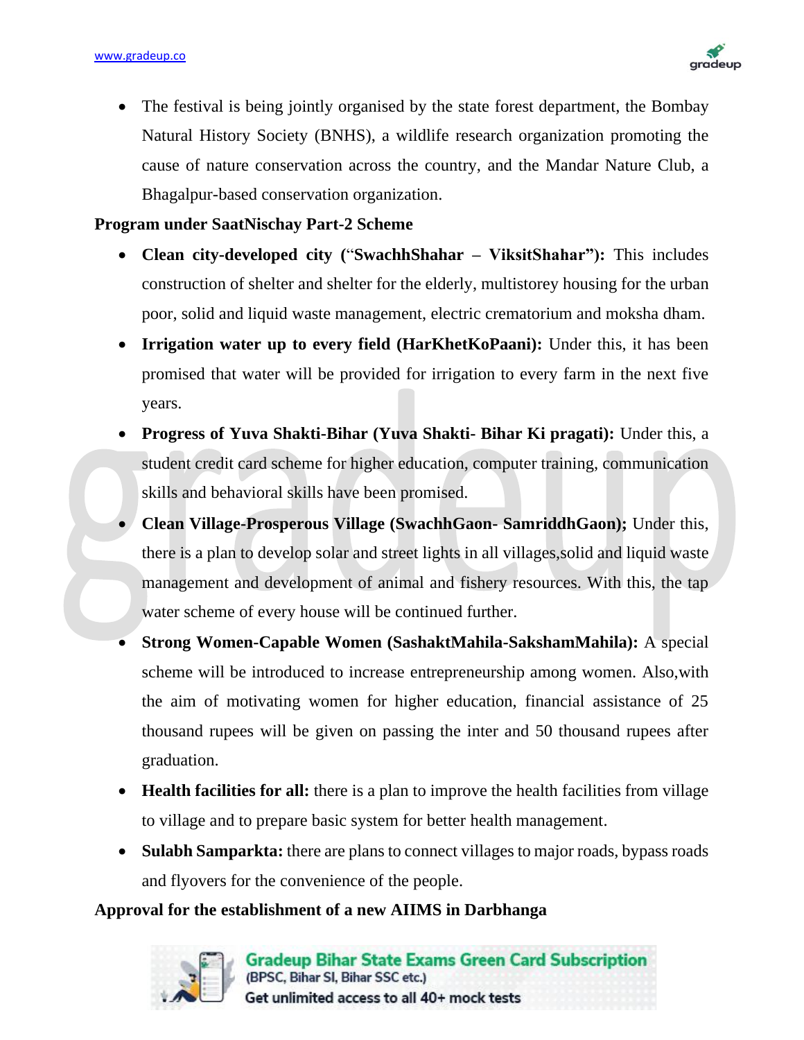- The festival is being jointly organised by the state forest department, the Bombay Natural History Society (BNHS), a wildlife research organization promoting the cause of nature conservation across the country, and the Mandar Nature Club, a Bhagalpur-based conservation organization.

**Program under SaatNischay Part-2 Scheme**

- **Clean city-developed city ("SwachhShahar – ViksitShahar"):** This includes construction of shelter and shelter for the elderly, multistorey housing for the urban poor, solid and liquid waste management, electric crematorium and moksha dham.
- **Irrigation water up to every field (HarKhetKoPaani):** Under this, it has been promised that water will be provided for irrigation to every farm in the next five years.
- **Progress of Yuva Shakti-Bihar (Yuva Shakti- Bihar Ki pragati):** Under this, a student credit card scheme for higher education, computer training, communication skills and behavioral skills have been promised.
- **Clean Village-Prosperous Village (SwachhGaon- SamriddhGaon);** Under this, there is a plan to develop solar and street lights in all villages,solid and liquid waste management and development of animal and fishery resources. With this, the tap water scheme of every house will be continued further.
- **Strong Women-Capable Women (SashaktMahila-SakshamMahila):** A special scheme will be introduced to increase entrepreneurship among women. Also,with the aim of motivating women for higher education, financial assistance of 25 thousand rupees will be given on passing the inter and 50 thousand rupees after graduation.
- **Health facilities for all:** there is a plan to improve the health facilities from village to village and to prepare basic system for better health management.
- **Sulabh Samparkta:** there are plans to connect villages to major roads, bypass roads and flyovers for the convenience of the people.

**Approval for the establishment of a new AIIMS in Darbhanga**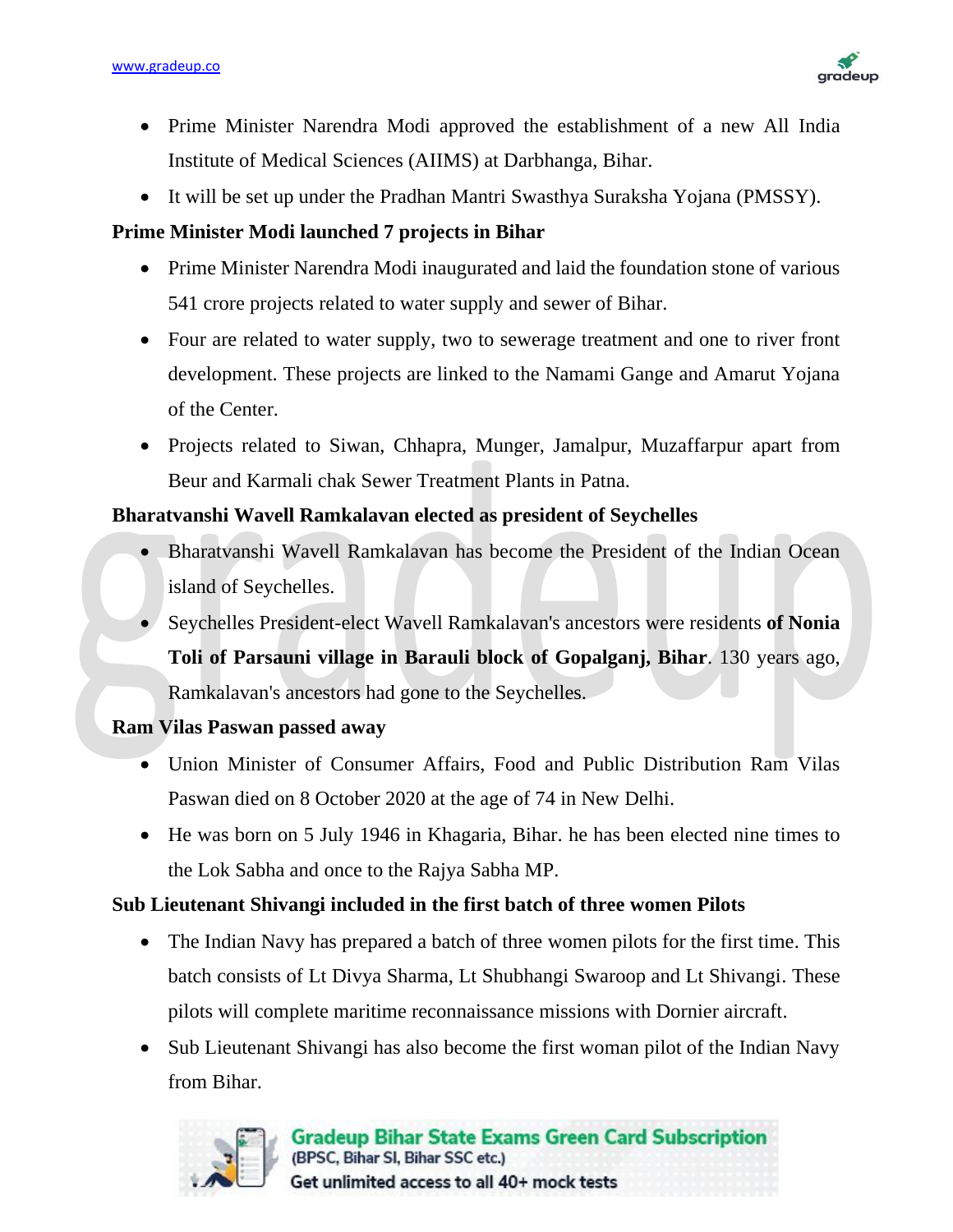- Prime Minister Narendra Modi approved the establishment of a new All India Institute of Medical Sciences (AIIMS) at Darbhanga, Bihar.
- It will be set up under the Pradhan Mantri Swasthya Suraksha Yojana (PMSSY).

**Prime Minister Modi launched 7 projects in Bihar**

- Prime Minister Narendra Modi inaugurated and laid the foundation stone of various 541 crore projects related to water supply and sewer of Bihar.
- Four are related to water supply, two to sewerage treatment and one to river front development. These projects are linked to the Namami Gange and Amarut Yojana of the Center.
- Projects related to Siwan, Chhapra, Munger, Jamalpur, Muzaffarpur apart from Beur and Karmali chak Sewer Treatment Plants in Patna.

**Bharatvanshi Wavell Ramkalavan elected as president of Seychelles**

- Bharatvanshi Wavell Ramkalavan has become the President of the Indian Ocean island of Seychelles.
- Seychelles President-elect Wavell Ramkalavan's ancestors were residents **of Nonia Toli of Parsauni village in Barauli block of Gopalganj, Bihar**. 130 years ago, Ramkalavan's ancestors had gone to the Seychelles.

**Ram Vilas Paswan passed away**

- Union Minister of Consumer Affairs, Food and Public Distribution Ram Vilas Paswan died on 8 October 2020 at the age of 74 in New Delhi.
- He was born on 5 July 1946 in Khagaria, Bihar. he has been elected nine times to the Lok Sabha and once to the Rajya Sabha MP.

**Sub Lieutenant Shivangi included in the first batch of three women Pilots**

- The Indian Navy has prepared a batch of three women pilots for the first time. This batch consists of Lt Divya Sharma, Lt Shubhangi Swaroop and Lt Shivangi. These pilots will complete maritime reconnaissance missions with Dornier aircraft.
- Sub Lieutenant Shivangi has also become the first woman pilot of the Indian Navy from Bihar.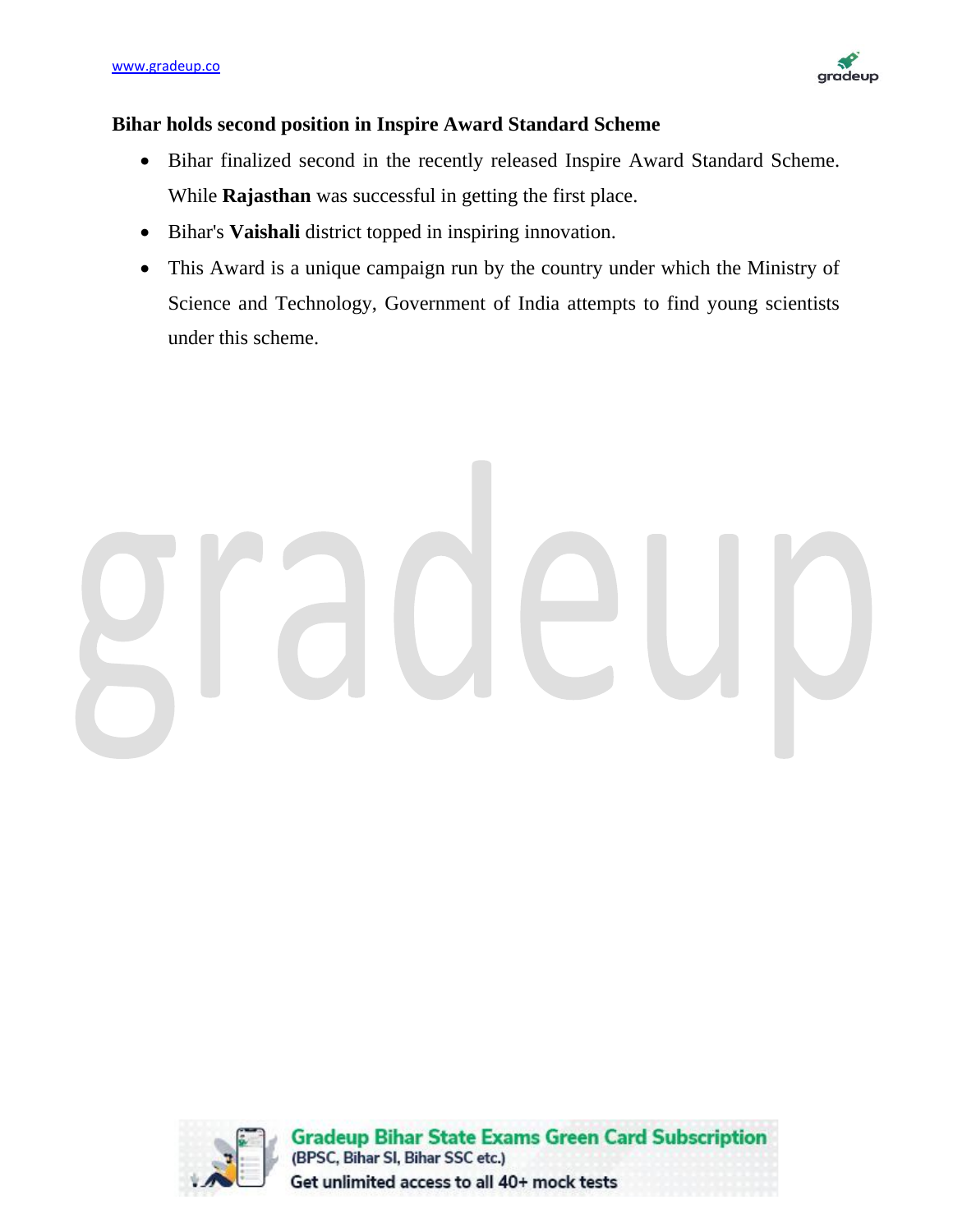**Bihar holds second position in Inspire Award Standard Scheme**

- Bihar finalized second in the recently released Inspire Award Standard Scheme. While **Rajasthan** was successful in getting the first place.
- Bihar's **Vaishali** district topped in inspiring innovation.
- This Award is a unique campaign run by the country under which the Ministry of Science and Technology, Government of India attempts to find young scientists under this scheme.